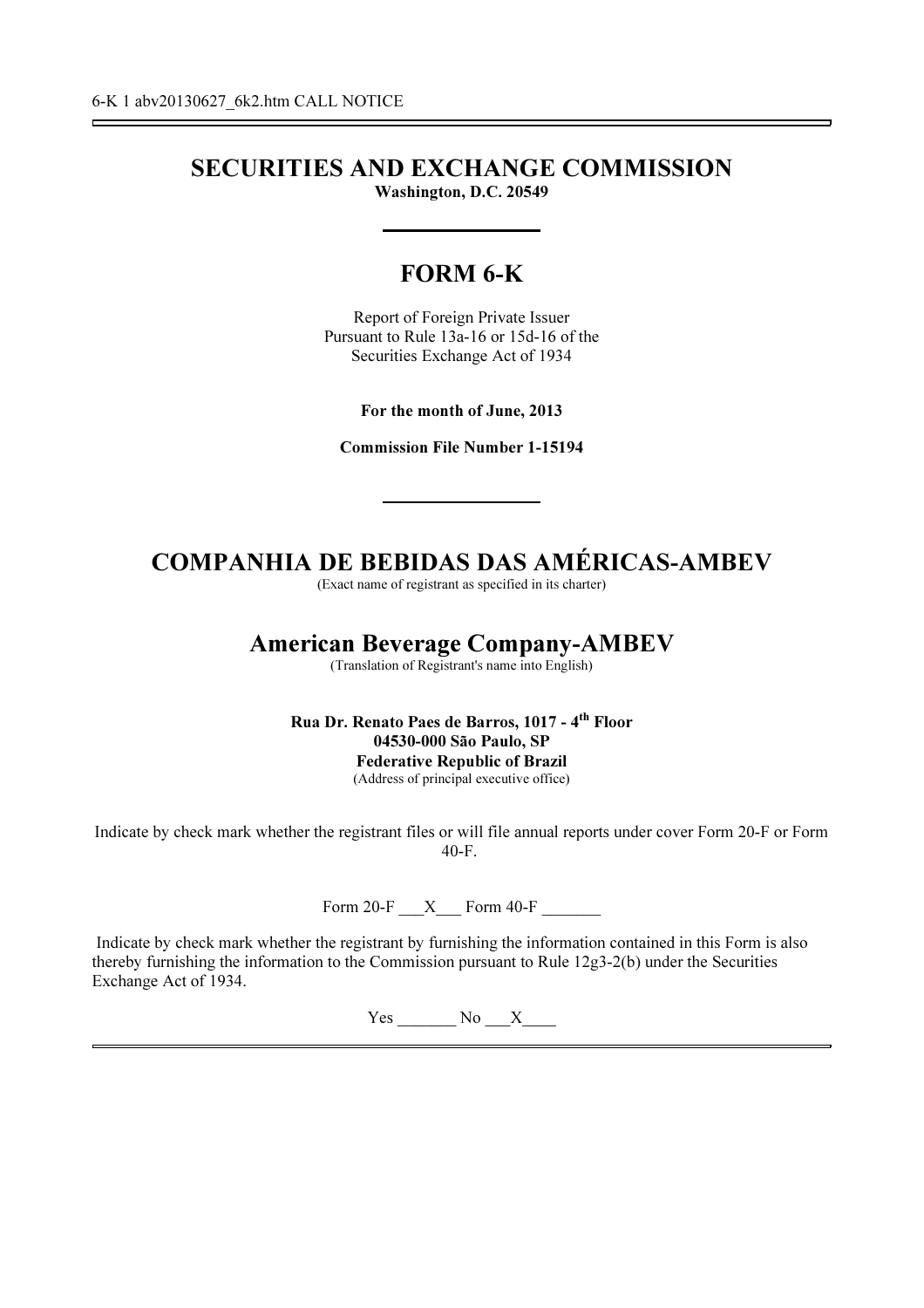6-K 1 abv20130627_6k2.htm CALL NOTICE

# SECURITIES AND EXCHANGE COMMISSION

**Washington, D.C. 20549**

## FORM 6-K

Report of Foreign Private Issuer
Pursuant to Rule 13a-16 or 15d-16 of the
Securities Exchange Act of 1934

**For the month of June, 2013**

**Commission File Number 1-15194**

# COMPANHIA DE BEBIDAS DAS AMÉRICAS-AMBEV

(Exact name of registrant as specified in its charter)

## American Beverage Company-AMBEV

(Translation of Registrant's name into English)

**Rua Dr. Renato Paes de Barros, 1017 - 4th Floor**
**04530-000 São Paulo, SP**
**Federative Republic of Brazil**
(Address of principal executive office)

Indicate by check mark whether the registrant files or will file annual reports under cover Form 20-F or Form 40-F.

Form 20-F ___X___ Form 40-F _______

Indicate by check mark whether the registrant by furnishing the information contained in this Form is also thereby furnishing the information to the Commission pursuant to Rule 12g3-2(b) under the Securities Exchange Act of 1934.

Yes _______ No ___X____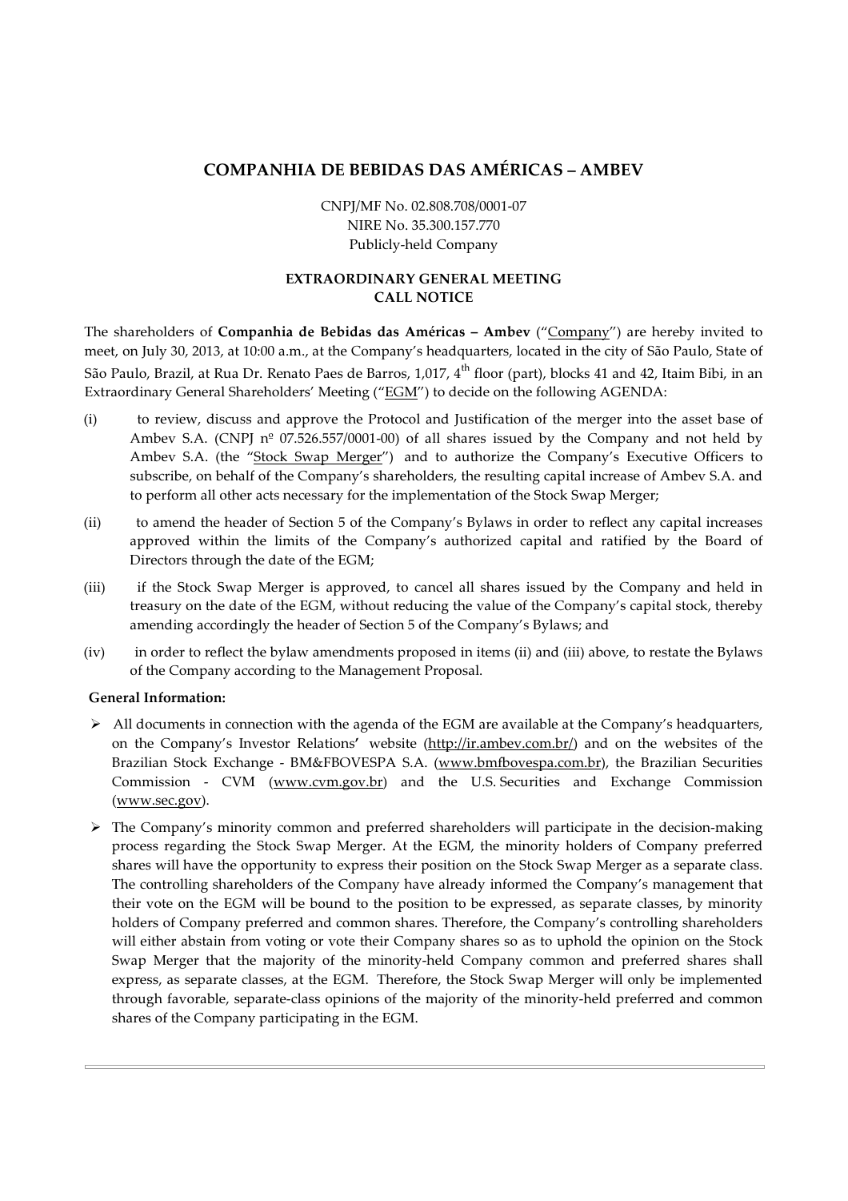# COMPANHIA DE BEBIDAS DAS AMÉRICAS – AMBEV

CNPJ/MF No. 02.808.708/0001-07
NIRE No. 35.300.157.770
Publicly-held Company

## EXTRAORDINARY GENERAL MEETING
## CALL NOTICE

The shareholders of **Companhia de Bebidas das Américas – Ambev** ("Company") are hereby invited to meet, on July 30, 2013, at 10:00 a.m., at the Company's headquarters, located in the city of São Paulo, State of São Paulo, Brazil, at Rua Dr. Renato Paes de Barros, 1,017, 4th floor (part), blocks 41 and 42, Itaim Bibi, in an Extraordinary General Shareholders' Meeting ("EGM") to decide on the following AGENDA:

(i) to review, discuss and approve the Protocol and Justification of the merger into the asset base of Ambev S.A. (CNPJ nº 07.526.557/0001-00) of all shares issued by the Company and not held by Ambev S.A. (the "Stock Swap Merger") and to authorize the Company's Executive Officers to subscribe, on behalf of the Company's shareholders, the resulting capital increase of Ambev S.A. and to perform all other acts necessary for the implementation of the Stock Swap Merger;

(ii) to amend the header of Section 5 of the Company's Bylaws in order to reflect any capital increases approved within the limits of the Company's authorized capital and ratified by the Board of Directors through the date of the EGM;

(iii) if the Stock Swap Merger is approved, to cancel all shares issued by the Company and held in treasury on the date of the EGM, without reducing the value of the Company's capital stock, thereby amending accordingly the header of Section 5 of the Company's Bylaws; and

(iv) in order to reflect the bylaw amendments proposed in items (ii) and (iii) above, to restate the Bylaws of the Company according to the Management Proposal.

**General Information:**

- All documents in connection with the agenda of the EGM are available at the Company's headquarters, on the Company's Investor Relations' website (http://ir.ambev.com.br/) and on the websites of the Brazilian Stock Exchange - BM&FBOVESPA S.A. (www.bmfbovespa.com.br), the Brazilian Securities Commission - CVM (www.cvm.gov.br) and the U.S. Securities and Exchange Commission (www.sec.gov).
- The Company's minority common and preferred shareholders will participate in the decision-making process regarding the Stock Swap Merger. At the EGM, the minority holders of Company preferred shares will have the opportunity to express their position on the Stock Swap Merger as a separate class. The controlling shareholders of the Company have already informed the Company's management that their vote on the EGM will be bound to the position to be expressed, as separate classes, by minority holders of Company preferred and common shares. Therefore, the Company's controlling shareholders will either abstain from voting or vote their Company shares so as to uphold the opinion on the Stock Swap Merger that the majority of the minority-held Company common and preferred shares shall express, as separate classes, at the EGM. Therefore, the Stock Swap Merger will only be implemented through favorable, separate-class opinions of the majority of the minority-held preferred and common shares of the Company participating in the EGM.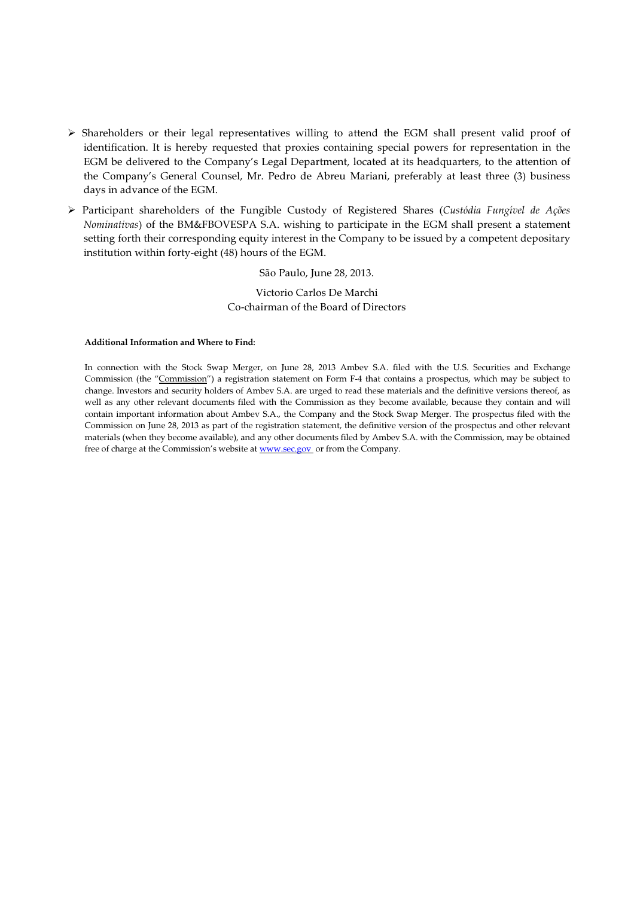- Shareholders or their legal representatives willing to attend the EGM shall present valid proof of identification. It is hereby requested that proxies containing special powers for representation in the EGM be delivered to the Company's Legal Department, located at its headquarters, to the attention of the Company's General Counsel, Mr. Pedro de Abreu Mariani, preferably at least three (3) business days in advance of the EGM.

- Participant shareholders of the Fungible Custody of Registered Shares (*Custódia Fungível de Ações Nominativas*) of the BM&FBOVESPA S.A. wishing to participate in the EGM shall present a statement setting forth their corresponding equity interest in the Company to be issued by a competent depositary institution within forty-eight (48) hours of the EGM.

São Paulo, June 28, 2013.

Victorio Carlos De Marchi
Co-chairman of the Board of Directors

**Additional Information and Where to Find:**

In connection with the Stock Swap Merger, on June 28, 2013 Ambev S.A. filed with the U.S. Securities and Exchange Commission (the "Commission") a registration statement on Form F-4 that contains a prospectus, which may be subject to change. Investors and security holders of Ambev S.A. are urged to read these materials and the definitive versions thereof, as well as any other relevant documents filed with the Commission as they become available, because they contain and will contain important information about Ambev S.A., the Company and the Stock Swap Merger. The prospectus filed with the Commission on June 28, 2013 as part of the registration statement, the definitive version of the prospectus and other relevant materials (when they become available), and any other documents filed by Ambev S.A. with the Commission, may be obtained free of charge at the Commission's website at www.sec.gov or from the Company.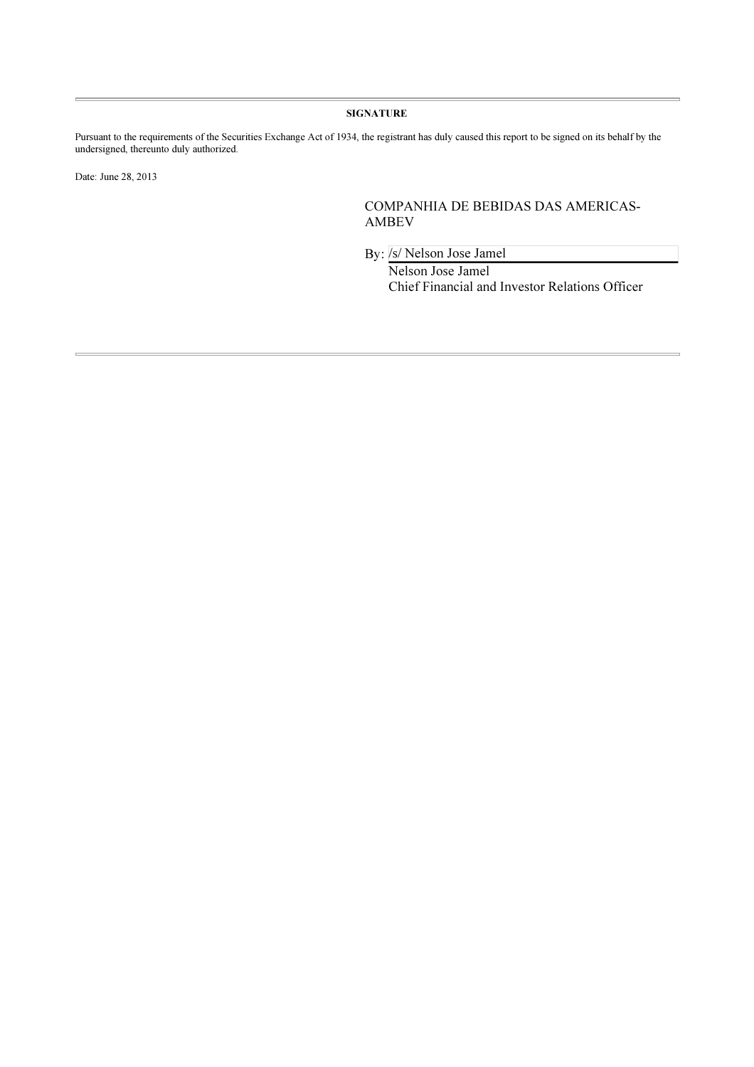**SIGNATURE**

Pursuant to the requirements of the Securities Exchange Act of 1934, the registrant has duly caused this report to be signed on its behalf by the undersigned, thereunto duly authorized.

Date: June 28, 2013

COMPANHIA DE BEBIDAS DAS AMERICAS-AMBEV

By: /s/ Nelson Jose Jamel

Nelson Jose Jamel
Chief Financial and Investor Relations Officer